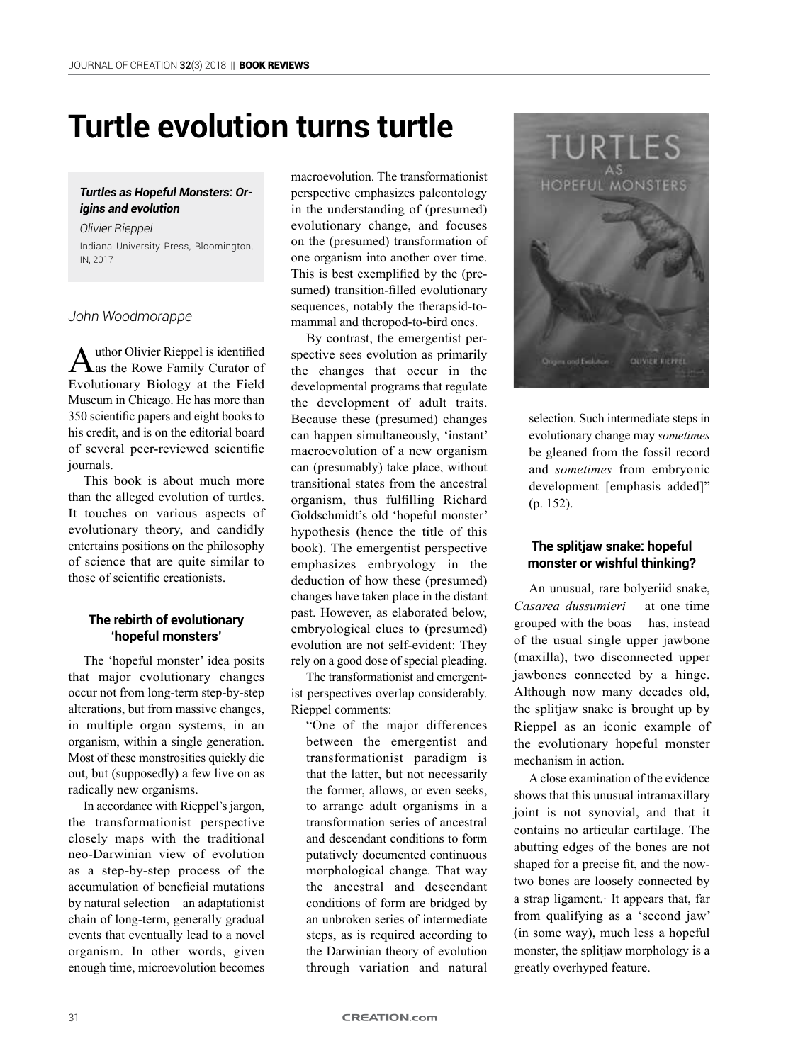# Turtle evolution turns turtle

***Turtles as Hopeful Monsters: Origins and evolution***

*Olivier Rieppel*

Indiana University Press, Bloomington, IN, 2017

*John Woodmorappe*

Author Olivier Rieppel is identified as the Rowe Family Curator of Evolutionary Biology at the Field Museum in Chicago. He has more than 350 scientific papers and eight books to his credit, and is on the editorial board of several peer-reviewed scientific journals.

This book is about much more than the alleged evolution of turtles. It touches on various aspects of evolutionary theory, and candidly entertains positions on the philosophy of science that are quite similar to those of scientific creationists.

## The rebirth of evolutionary 'hopeful monsters'

The 'hopeful monster' idea posits that major evolutionary changes occur not from long-term step-by-step alterations, but from massive changes, in multiple organ systems, in an organism, within a single generation. Most of these monstrosities quickly die out, but (supposedly) a few live on as radically new organisms.

In accordance with Rieppel's jargon, the transformationist perspective closely maps with the traditional neo-Darwinian view of evolution as a step-by-step process of the accumulation of beneficial mutations by natural selection—an adaptationist chain of long-term, generally gradual events that eventually lead to a novel organism. In other words, given enough time, microevolution becomes macroevolution. The transformationist perspective emphasizes paleontology in the understanding of (presumed) evolutionary change, and focuses on the (presumed) transformation of one organism into another over time. This is best exemplified by the (presumed) transition-filled evolutionary sequences, notably the therapsid-to-mammal and theropod-to-bird ones.

By contrast, the emergentist perspective sees evolution as primarily the changes that occur in the developmental programs that regulate the development of adult traits. Because these (presumed) changes can happen simultaneously, 'instant' macroevolution of a new organism can (presumably) take place, without transitional states from the ancestral organism, thus fulfilling Richard Goldschmidt's old 'hopeful monster' hypothesis (hence the title of this book). The emergentist perspective emphasizes embryology in the deduction of how these (presumed) changes have taken place in the distant past. However, as elaborated below, embryological clues to (presumed) evolution are not self-evident: They rely on a good dose of special pleading.

The transformationist and emergentist perspectives overlap considerably. Rieppel comments:

> "One of the major differences between the emergentist and transformationist paradigm is that the latter, but not necessarily the former, allows, or even seeks, to arrange adult organisms in a transformation series of ancestral and descendant conditions to form putatively documented continuous morphological change. That way the ancestral and descendant conditions of form are bridged by an unbroken series of intermediate steps, as is required according to the Darwinian theory of evolution through variation and natural selection. Such intermediate steps in evolutionary change may *sometimes* be gleaned from the fossil record and *sometimes* from embryonic development [emphasis added]" (p. 152).

## The splitjaw snake: hopeful monster or wishful thinking?

An unusual, rare bolyeriid snake, *Casarea dussumieri*— at one time grouped with the boas— has, instead of the usual single upper jawbone (maxilla), two disconnected upper jawbones connected by a hinge. Although now many decades old, the splitjaw snake is brought up by Rieppel as an iconic example of the evolutionary hopeful monster mechanism in action.

A close examination of the evidence shows that this unusual intramaxillary joint is not synovial, and that it contains no articular cartilage. The abutting edges of the bones are not shaped for a precise fit, and the now-two bones are loosely connected by a strap ligament.[1] It appears that, far from qualifying as a 'second jaw' (in some way), much less a hopeful monster, the splitjaw morphology is a greatly overhyped feature.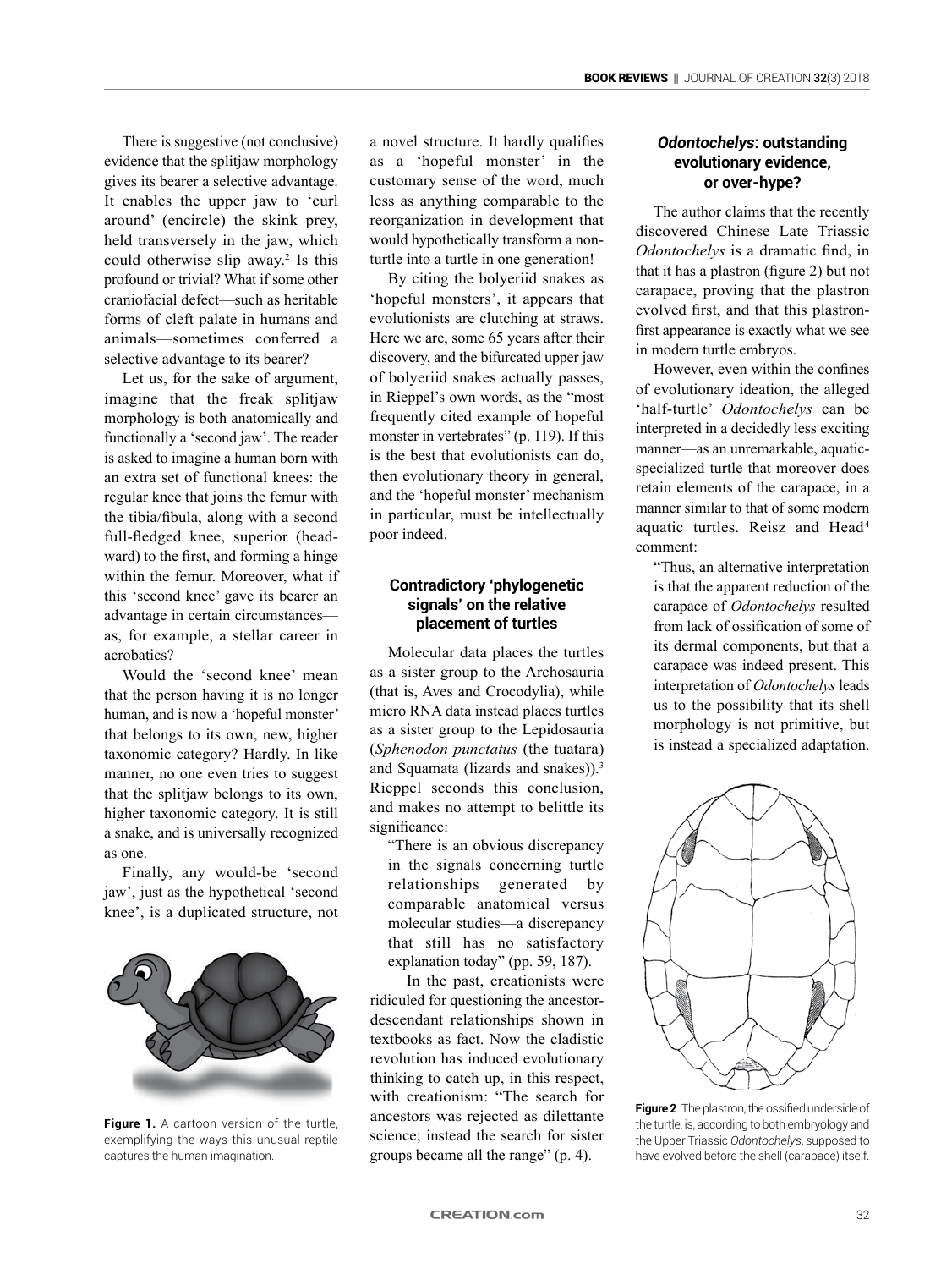There is suggestive (not conclusive) evidence that the splitjaw morphology gives its bearer a selective advantage. It enables the upper jaw to 'curl around' (encircle) the skink prey, held transversely in the jaw, which could otherwise slip away.[2] Is this profound or trivial? What if some other craniofacial defect—such as heritable forms of cleft palate in humans and animals—sometimes conferred a selective advantage to its bearer?

Let us, for the sake of argument, imagine that the freak splitjaw morphology is both anatomically and functionally a 'second jaw'. The reader is asked to imagine a human born with an extra set of functional knees: the regular knee that joins the femur with the tibia/fibula, along with a second full-fledged knee, superior (head-ward) to the first, and forming a hinge within the femur. Moreover, what if this 'second knee' gave its bearer an advantage in certain circumstances—as, for example, a stellar career in acrobatics?

Would the 'second knee' mean that the person having it is no longer human, and is now a 'hopeful monster' that belongs to its own, new, higher taxonomic category? Hardly. In like manner, no one even tries to suggest that the splitjaw belongs to its own, higher taxonomic category. It is still a snake, and is universally recognized as one.

Finally, any would-be 'second jaw', just as the hypothetical 'second knee', is a duplicated structure, not a novel structure. It hardly qualifies as a 'hopeful monster' in the customary sense of the word, much less as anything comparable to the reorganization in development that would hypothetically transform a non-turtle into a turtle in one generation!

By citing the bolyeriid snakes as 'hopeful monsters', it appears that evolutionists are clutching at straws. Here we are, some 65 years after their discovery, and the bifurcated upper jaw of bolyeriid snakes actually passes, in Rieppel's own words, as the "most frequently cited example of hopeful monster in vertebrates" (p. 119). If this is the best that evolutionists can do, then evolutionary theory in general, and the 'hopeful monster' mechanism in particular, must be intellectually poor indeed.

**Figure 1.** A cartoon version of the turtle, exemplifying the ways this unusual reptile captures the human imagination.

### Contradictory 'phylogenetic signals' on the relative placement of turtles

Molecular data places the turtles as a sister group to the Archosauria (that is, Aves and Crocodylia), while micro RNA data instead places turtles as a sister group to the Lepidosauria (*Sphenodon punctatus* (the tuatara) and Squamata (lizards and snakes)).[3] Rieppel seconds this conclusion, and makes no attempt to belittle its significance:

> "There is an obvious discrepancy in the signals concerning turtle relationships generated by comparable anatomical versus molecular studies—a discrepancy that still has no satisfactory explanation today" (pp. 59, 187).

In the past, creationists were ridiculed for questioning the ancestor-descendant relationships shown in textbooks as fact. Now the cladistic revolution has induced evolutionary thinking to catch up, in this respect, with creationism: "The search for ancestors was rejected as dilettante science; instead the search for sister groups became all the range" (p. 4).

### *Odontochelys*: outstanding evolutionary evidence, or over-hype?

The author claims that the recently discovered Chinese Late Triassic *Odontochelys* is a dramatic find, in that it has a plastron (figure 2) but not carapace, proving that the plastron evolved first, and that this plastron-first appearance is exactly what we see in modern turtle embryos.

However, even within the confines of evolutionary ideation, the alleged 'half-turtle' *Odontochelys* can be interpreted in a decidedly less exciting manner—as an unremarkable, aquatic-specialized turtle that moreover does retain elements of the carapace, in a manner similar to that of some modern aquatic turtles. Reisz and Head[4] comment:

> "Thus, an alternative interpretation is that the apparent reduction of the carapace of *Odontochelys* resulted from lack of ossification of some of its dermal components, but that a carapace was indeed present. This interpretation of *Odontochelys* leads us to the possibility that its shell morphology is not primitive, but is instead a specialized adaptation.

**Figure 2**. The plastron, the ossified underside of the turtle, is, according to both embryology and the Upper Triassic *Odontochelys*, supposed to have evolved before the shell (carapace) itself.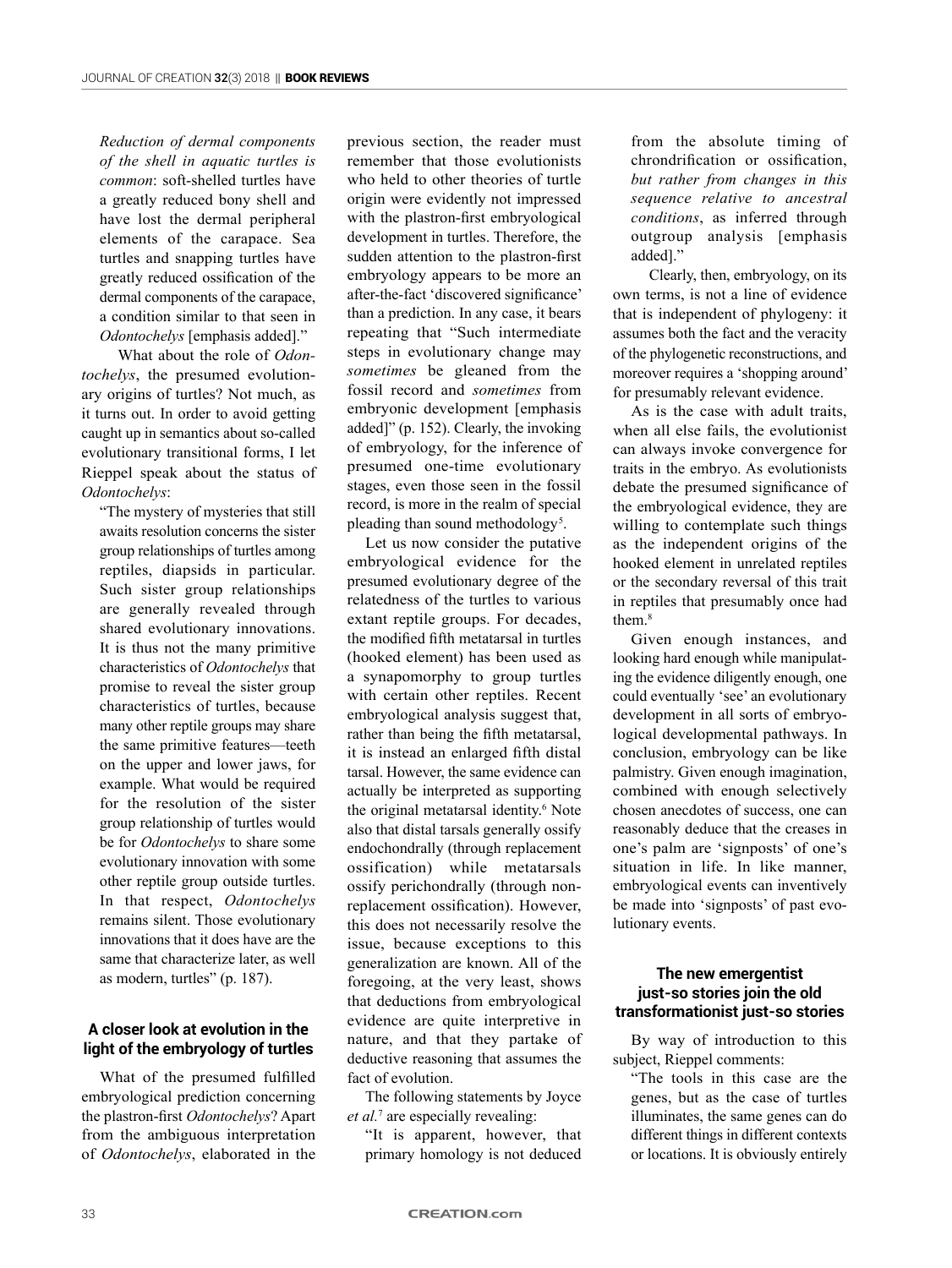*Reduction of dermal components of the shell in aquatic turtles is common*: soft-shelled turtles have a greatly reduced bony shell and have lost the dermal peripheral elements of the carapace. Sea turtles and snapping turtles have greatly reduced ossification of the dermal components of the carapace, a condition similar to that seen in *Odontochelys* [emphasis added]."

What about the role of *Odontochelys*, the presumed evolutionary origins of turtles? Not much, as it turns out. In order to avoid getting caught up in semantics about so-called evolutionary transitional forms, I let Rieppel speak about the status of *Odontochelys*:

"The mystery of mysteries that still awaits resolution concerns the sister group relationships of turtles among reptiles, diapsids in particular. Such sister group relationships are generally revealed through shared evolutionary innovations. It is thus not the many primitive characteristics of *Odontochelys* that promise to reveal the sister group characteristics of turtles, because many other reptile groups may share the same primitive features—teeth on the upper and lower jaws, for example. What would be required for the resolution of the sister group relationship of turtles would be for *Odontochelys* to share some evolutionary innovation with some other reptile group outside turtles. In that respect, *Odontochelys* remains silent. Those evolutionary innovations that it does have are the same that characterize later, as well as modern, turtles" (p. 187).

## A closer look at evolution in the light of the embryology of turtles

What of the presumed fulfilled embryological prediction concerning the plastron-first *Odontochelys*? Apart from the ambiguous interpretation of *Odontochelys*, elaborated in the previous section, the reader must remember that those evolutionists who held to other theories of turtle origin were evidently not impressed with the plastron-first embryological development in turtles. Therefore, the sudden attention to the plastron-first embryology appears to be more an after-the-fact 'discovered significance' than a prediction. In any case, it bears repeating that "Such intermediate steps in evolutionary change may *sometimes* be gleaned from the fossil record and *sometimes* from embryonic development [emphasis added]" (p. 152). Clearly, the invoking of embryology, for the inference of presumed one-time evolutionary stages, even those seen in the fossil record, is more in the realm of special pleading than sound methodology[5].

Let us now consider the putative embryological evidence for the presumed evolutionary degree of the relatedness of the turtles to various extant reptile groups. For decades, the modified fifth metatarsal in turtles (hooked element) has been used as a synapomorphy to group turtles with certain other reptiles. Recent embryological analysis suggest that, rather than being the fifth metatarsal, it is instead an enlarged fifth distal tarsal. However, the same evidence can actually be interpreted as supporting the original metatarsal identity.[6] Note also that distal tarsals generally ossify endochondrally (through replacement ossification) while metatarsals ossify perichondrally (through non-replacement ossification). However, this does not necessarily resolve the issue, because exceptions to this generalization are known. All of the foregoing, at the very least, shows that deductions from embryological evidence are quite interpretive in nature, and that they partake of deductive reasoning that assumes the fact of evolution.

The following statements by Joyce *et al.*[7] are especially revealing:

"It is apparent, however, that primary homology is not deduced from the absolute timing of chrondrification or ossification, *but rather from changes in this sequence relative to ancestral conditions*, as inferred through outgroup analysis [emphasis added]."

Clearly, then, embryology, on its own terms, is not a line of evidence that is independent of phylogeny: it assumes both the fact and the veracity of the phylogenetic reconstructions, and moreover requires a 'shopping around' for presumably relevant evidence.

As is the case with adult traits, when all else fails, the evolutionist can always invoke convergence for traits in the embryo. As evolutionists debate the presumed significance of the embryological evidence, they are willing to contemplate such things as the independent origins of the hooked element in unrelated reptiles or the secondary reversal of this trait in reptiles that presumably once had them.[8]

Given enough instances, and looking hard enough while manipulating the evidence diligently enough, one could eventually 'see' an evolutionary development in all sorts of embryological developmental pathways. In conclusion, embryology can be like palmistry. Given enough imagination, combined with enough selectively chosen anecdotes of success, one can reasonably deduce that the creases in one's palm are 'signposts' of one's situation in life. In like manner, embryological events can inventively be made into 'signposts' of past evolutionary events.

## The new emergentist just-so stories join the old transformationist just-so stories

By way of introduction to this subject, Rieppel comments:

"The tools in this case are the genes, but as the case of turtles illuminates, the same genes can do different things in different contexts or locations. It is obviously entirely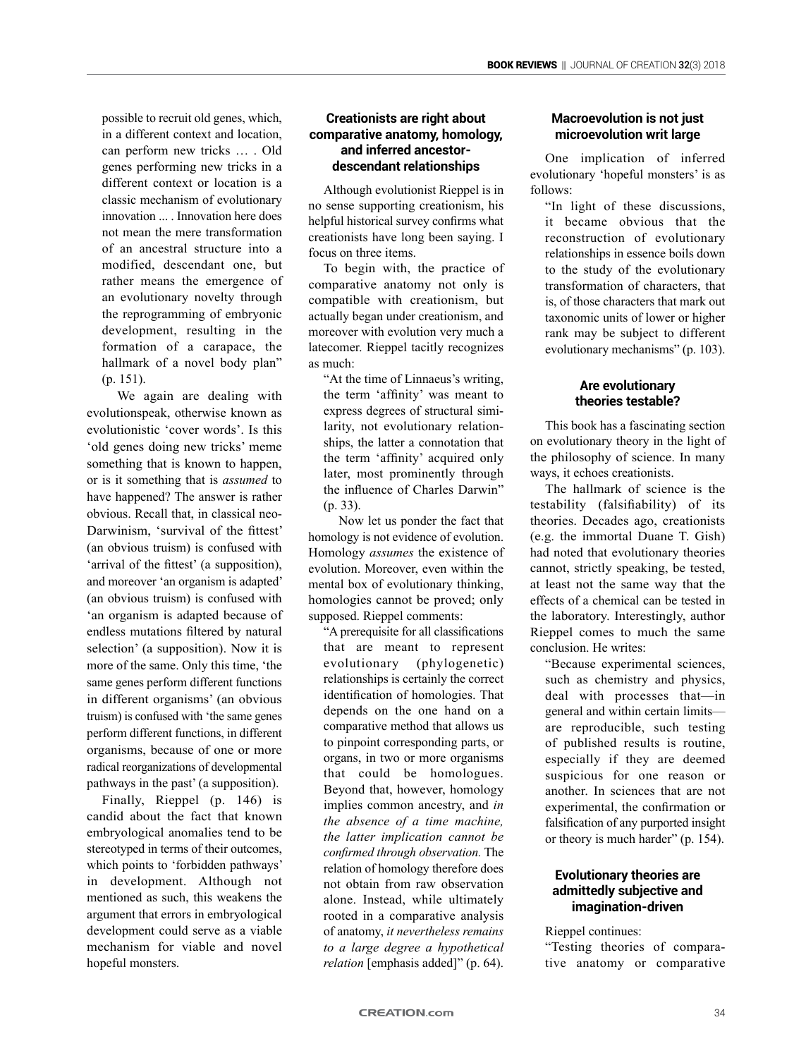possible to recruit old genes, which, in a different context and location, can perform new tricks … . Old genes performing new tricks in a different context or location is a classic mechanism of evolutionary innovation ... . Innovation here does not mean the mere transformation of an ancestral structure into a modified, descendant one, but rather means the emergence of an evolutionary novelty through the reprogramming of embryonic development, resulting in the formation of a carapace, the hallmark of a novel body plan" (p. 151).

We again are dealing with evolutionspeak, otherwise known as evolutionistic 'cover words'. Is this 'old genes doing new tricks' meme something that is known to happen, or is it something that is *assumed* to have happened? The answer is rather obvious. Recall that, in classical neo-Darwinism, 'survival of the fittest' (an obvious truism) is confused with 'arrival of the fittest' (a supposition), and moreover 'an organism is adapted' (an obvious truism) is confused with 'an organism is adapted because of endless mutations filtered by natural selection' (a supposition). Now it is more of the same. Only this time, 'the same genes perform different functions in different organisms' (an obvious truism) is confused with 'the same genes perform different functions, in different organisms, because of one or more radical reorganizations of developmental pathways in the past' (a supposition).

Finally, Rieppel (p. 146) is candid about the fact that known embryological anomalies tend to be stereotyped in terms of their outcomes, which points to 'forbidden pathways' in development. Although not mentioned as such, this weakens the argument that errors in embryological development could serve as a viable mechanism for viable and novel hopeful monsters.

### Creationists are right about comparative anatomy, homology, and inferred ancestor-descendant relationships

Although evolutionist Rieppel is in no sense supporting creationism, his helpful historical survey confirms what creationists have long been saying. I focus on three items.

To begin with, the practice of comparative anatomy not only is compatible with creationism, but actually began under creationism, and moreover with evolution very much a latecomer. Rieppel tacitly recognizes as much:

"At the time of Linnaeus's writing, the term 'affinity' was meant to express degrees of structural similarity, not evolutionary relationships, the latter a connotation that the term 'affinity' acquired only later, most prominently through the influence of Charles Darwin" (p. 33).

Now let us ponder the fact that homology is not evidence of evolution. Homology *assumes* the existence of evolution. Moreover, even within the mental box of evolutionary thinking, homologies cannot be proved; only supposed. Rieppel comments:

"A prerequisite for all classifications that are meant to represent evolutionary (phylogenetic) relationships is certainly the correct identification of homologies. That depends on the one hand on a comparative method that allows us to pinpoint corresponding parts, or organs, in two or more organisms that could be homologues. Beyond that, however, homology implies common ancestry, and *in the absence of a time machine, the latter implication cannot be confirmed through observation.* The relation of homology therefore does not obtain from raw observation alone. Instead, while ultimately rooted in a comparative analysis of anatomy, *it nevertheless remains to a large degree a hypothetical relation* [emphasis added]" (p. 64).

### Macroevolution is not just microevolution writ large

One implication of inferred evolutionary 'hopeful monsters' is as follows:

"In light of these discussions, it became obvious that the reconstruction of evolutionary relationships in essence boils down to the study of the evolutionary transformation of characters, that is, of those characters that mark out taxonomic units of lower or higher rank may be subject to different evolutionary mechanisms" (p. 103).

### Are evolutionary theories testable?

This book has a fascinating section on evolutionary theory in the light of the philosophy of science. In many ways, it echoes creationists.

The hallmark of science is the testability (falsifiability) of its theories. Decades ago, creationists (e.g. the immortal Duane T. Gish) had noted that evolutionary theories cannot, strictly speaking, be tested, at least not the same way that the effects of a chemical can be tested in the laboratory. Interestingly, author Rieppel comes to much the same conclusion. He writes:

"Because experimental sciences, such as chemistry and physics, deal with processes that—in general and within certain limits—are reproducible, such testing of published results is routine, especially if they are deemed suspicious for one reason or another. In sciences that are not experimental, the confirmation or falsification of any purported insight or theory is much harder" (p. 154).

### Evolutionary theories are admittedly subjective and imagination-driven

Rieppel continues:

"Testing theories of comparative anatomy or comparative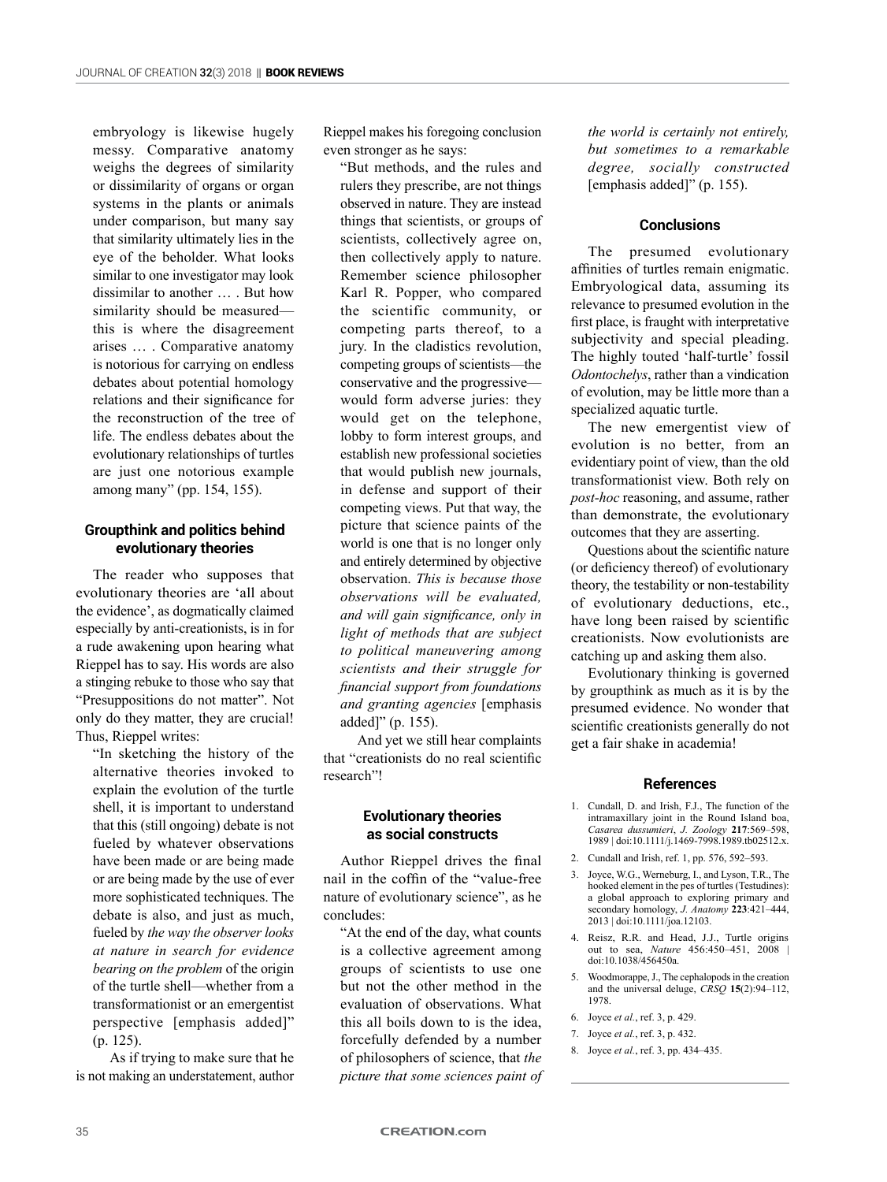embryology is likewise hugely messy. Comparative anatomy weighs the degrees of similarity or dissimilarity of organs or organ systems in the plants or animals under comparison, but many say that similarity ultimately lies in the eye of the beholder. What looks similar to one investigator may look dissimilar to another … . But how similarity should be measured—this is where the disagreement arises … . Comparative anatomy is notorious for carrying on endless debates about potential homology relations and their significance for the reconstruction of the tree of life. The endless debates about the evolutionary relationships of turtles are just one notorious example among many" (pp. 154, 155).

### Groupthink and politics behind evolutionary theories

The reader who supposes that evolutionary theories are 'all about the evidence', as dogmatically claimed especially by anti-creationists, is in for a rude awakening upon hearing what Rieppel has to say. His words are also a stinging rebuke to those who say that "Presuppositions do not matter". Not only do they matter, they are crucial! Thus, Rieppel writes:

> "In sketching the history of the alternative theories invoked to explain the evolution of the turtle shell, it is important to understand that this (still ongoing) debate is not fueled by whatever observations have been made or are being made or are being made by the use of ever more sophisticated techniques. The debate is also, and just as much, fueled by *the way the observer looks at nature in search for evidence bearing on the problem* of the origin of the turtle shell—whether from a transformationist or an emergentist perspective [emphasis added]" (p. 125).

As if trying to make sure that he is not making an understatement, author Rieppel makes his foregoing conclusion even stronger as he says:

> "But methods, and the rules and rulers they prescribe, are not things observed in nature. They are instead things that scientists, or groups of scientists, collectively agree on, then collectively apply to nature. Remember science philosopher Karl R. Popper, who compared the scientific community, or competing parts thereof, to a jury. In the cladistics revolution, competing groups of scientists—the conservative and the progressive—would form adverse juries: they would get on the telephone, lobby to form interest groups, and establish new professional societies that would publish new journals, in defense and support of their competing views. Put that way, the picture that science paints of the world is one that is no longer only and entirely determined by objective observation. *This is because those observations will be evaluated, and will gain significance, only in light of methods that are subject to political maneuvering among scientists and their struggle for financial support from foundations and granting agencies* [emphasis added]" (p. 155).

And yet we still hear complaints that "creationists do no real scientific research"!

### Evolutionary theories as social constructs

Author Rieppel drives the final nail in the coffin of the "value-free nature of evolutionary science", as he concludes:

> "At the end of the day, what counts is a collective agreement among groups of scientists to use one but not the other method in the evaluation of observations. What this all boils down to is the idea, forcefully defended by a number of philosophers of science, that *the picture that some sciences paint of the world is certainly not entirely, but sometimes to a remarkable degree, socially constructed* [emphasis added]" (p. 155).

### Conclusions

The presumed evolutionary affinities of turtles remain enigmatic. Embryological data, assuming its relevance to presumed evolution in the first place, is fraught with interpretative subjectivity and special pleading. The highly touted 'half-turtle' fossil *Odontochelys*, rather than a vindication of evolution, may be little more than a specialized aquatic turtle.

The new emergentist view of evolution is no better, from an evidentiary point of view, than the old transformationist view. Both rely on *post-hoc* reasoning, and assume, rather than demonstrate, the evolutionary outcomes that they are asserting.

Questions about the scientific nature (or deficiency thereof) of evolutionary theory, the testability or non-testability of evolutionary deductions, etc., have long been raised by scientific creationists. Now evolutionists are catching up and asking them also.

Evolutionary thinking is governed by groupthink as much as it is by the presumed evidence. No wonder that scientific creationists generally do not get a fair shake in academia!

### References

1. Cundall, D. and Irish, F.J., The function of the intramaxillary joint in the Round Island boa, *Casarea dussumieri*, *J. Zoology* **217**:569–598, 1989 | doi:10.1111/j.1469-7998.1989.tb02512.x.
2. Cundall and Irish, ref. 1, pp. 576, 592–593.
3. Joyce, W.G., Werneburg, I., and Lyson, T.R., The hooked element in the pes of turtles (Testudines): a global approach to exploring primary and secondary homology, *J. Anatomy* **223**:421–444, 2013 | doi:10.1111/joa.12103.
4. Reisz, R.R. and Head, J.J., Turtle origins out to sea, *Nature* 456:450–451, 2008 | doi:10.1038/456450a.
5. Woodmorappe, J., The cephalopods in the creation and the universal deluge, *CRSQ* **15**(2):94–112, 1978.
6. Joyce *et al.*, ref. 3, p. 429.
7. Joyce *et al.*, ref. 3, p. 432.
8. Joyce *et al.*, ref. 3, pp. 434–435.